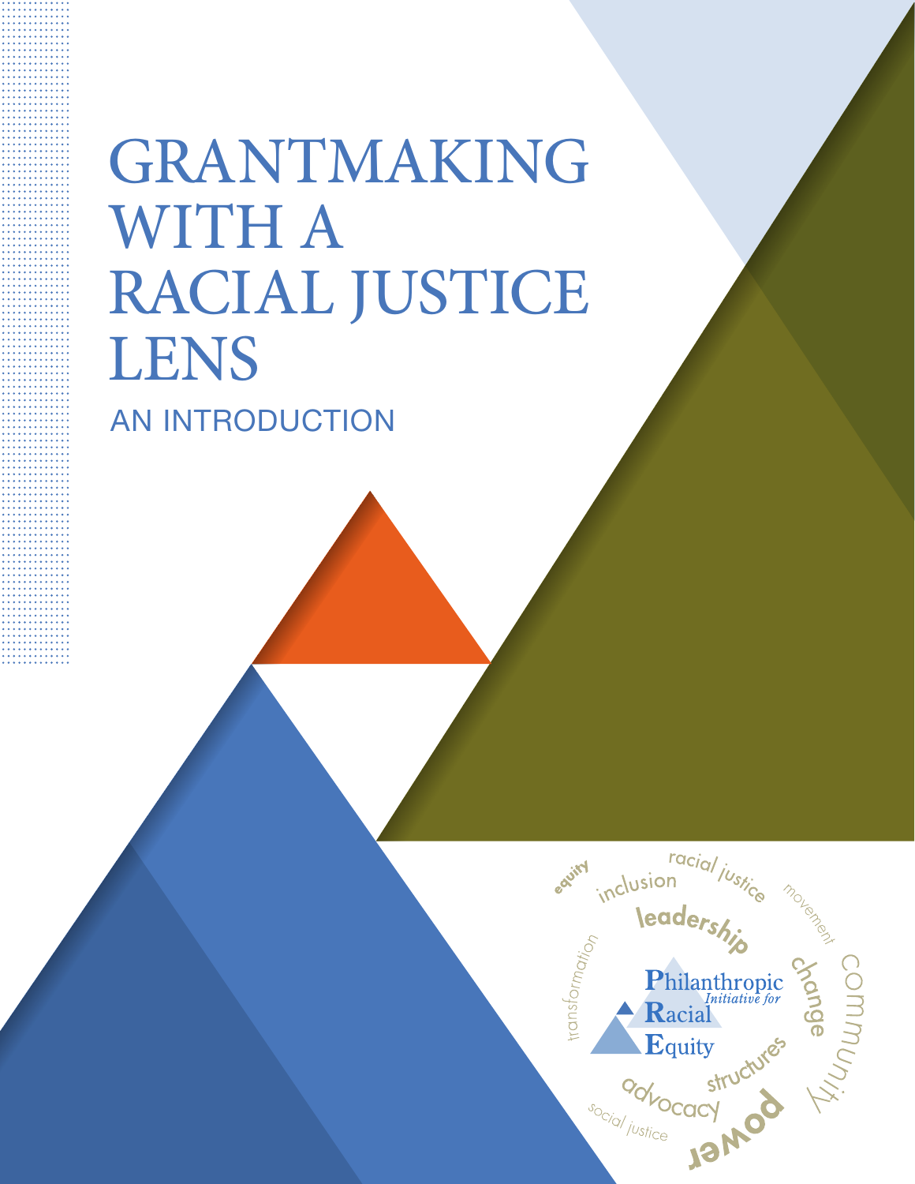# GRANTMAKING WITH A RACIAL JUSTICE LENS

## AN INTRODUCTION

Philanthropic Initiative for Racial Equity

equity inclusion racial justice movement leadership transformation change community structures advocacy power social justice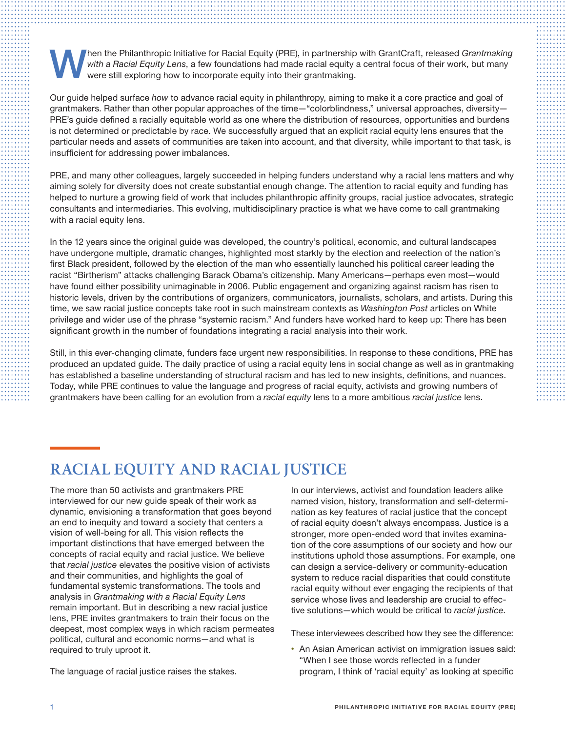When the Philanthropic Initiative for Racial Equity (PRE), in partnership with GrantCraft, released *Grantmaking with a Racial Equity Lens*, a few foundations had made racial equity a central focus of their work, but many were still exploring how to incorporate equity into their grantmaking.

Our guide helped surface *how* to advance racial equity in philanthropy, aiming to make it a core practice and goal of grantmakers. Rather than other popular approaches of the time—"colorblindness," universal approaches, diversity—PRE's guide defined a racially equitable world as one where the distribution of resources, opportunities and burdens is not determined or predictable by race. We successfully argued that an explicit racial equity lens ensures that the particular needs and assets of communities are taken into account, and that diversity, while important to that task, is insufficient for addressing power imbalances.

PRE, and many other colleagues, largely succeeded in helping funders understand why a racial lens matters and why aiming solely for diversity does not create substantial enough change. The attention to racial equity and funding has helped to nurture a growing field of work that includes philanthropic affinity groups, racial justice advocates, strategic consultants and intermediaries. This evolving, multidisciplinary practice is what we have come to call grantmaking with a racial equity lens.

In the 12 years since the original guide was developed, the country's political, economic, and cultural landscapes have undergone multiple, dramatic changes, highlighted most starkly by the election and reelection of the nation's first Black president, followed by the election of the man who essentially launched his political career leading the racist "Birtherism" attacks challenging Barack Obama's citizenship. Many Americans—perhaps even most—would have found either possibility unimaginable in 2006. Public engagement and organizing against racism has risen to historic levels, driven by the contributions of organizers, communicators, journalists, scholars, and artists. During this time, we saw racial justice concepts take root in such mainstream contexts as *Washington Post* articles on White privilege and wider use of the phrase "systemic racism." And funders have worked hard to keep up: There has been significant growth in the number of foundations integrating a racial analysis into their work.

Still, in this ever-changing climate, funders face urgent new responsibilities. In response to these conditions, PRE has produced an updated guide. The daily practice of using a racial equity lens in social change as well as in grantmaking has established a baseline understanding of structural racism and has led to new insights, definitions, and nuances. Today, while PRE continues to value the language and progress of racial equity, activists and growing numbers of grantmakers have been calling for an evolution from a *racial equity* lens to a more ambitious *racial justice* lens.

## RACIAL EQUITY AND RACIAL JUSTICE

The more than 50 activists and grantmakers PRE interviewed for our new guide speak of their work as dynamic, envisioning a transformation that goes beyond an end to inequity and toward a society that centers a vision of well-being for all. This vision reflects the important distinctions that have emerged between the concepts of racial equity and racial justice. We believe that *racial justice* elevates the positive vision of activists and their communities, and highlights the goal of fundamental systemic transformations. The tools and analysis in *Grantmaking with a Racial Equity Lens* remain important. But in describing a new racial justice lens, PRE invites grantmakers to train their focus on the deepest, most complex ways in which racism permeates political, cultural and economic norms—and what is required to truly uproot it.

The language of racial justice raises the stakes.

In our interviews, activist and foundation leaders alike named vision, history, transformation and self-determination as key features of racial justice that the concept of racial equity doesn't always encompass. Justice is a stronger, more open-ended word that invites examination of the core assumptions of our society and how our institutions uphold those assumptions. For example, one can design a service-delivery or community-education system to reduce racial disparities that could constitute racial equity without ever engaging the recipients of that service whose lives and leadership are crucial to effective solutions—which would be critical to *racial justice*.

These interviewees described how they see the difference:

- An Asian American activist on immigration issues said: "When I see those words reflected in a funder program, I think of 'racial equity' as looking at specific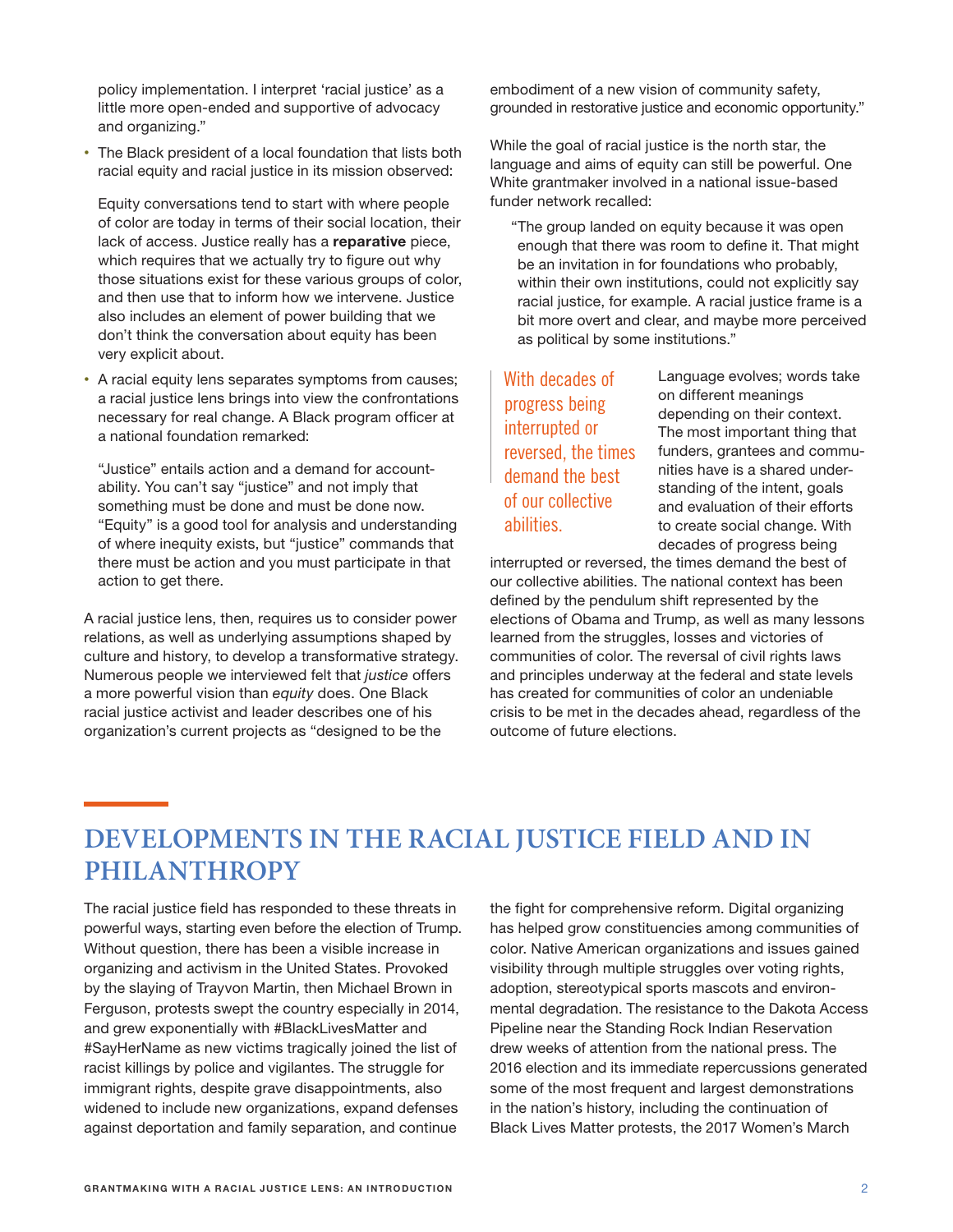policy implementation. I interpret 'racial justice' as a little more open-ended and supportive of advocacy and organizing."

- The Black president of a local foundation that lists both racial equity and racial justice in its mission observed:

  Equity conversations tend to start with where people of color are today in terms of their social location, their lack of access. Justice really has a **reparative** piece, which requires that we actually try to figure out why those situations exist for these various groups of color, and then use that to inform how we intervene. Justice also includes an element of power building that we don't think the conversation about equity has been very explicit about.

- A racial equity lens separates symptoms from causes; a racial justice lens brings into view the confrontations necessary for real change. A Black program officer at a national foundation remarked:

  "Justice" entails action and a demand for accountability. You can't say "justice" and not imply that something must be done and must be done now. "Equity" is a good tool for analysis and understanding of where inequity exists, but "justice" commands that there must be action and you must participate in that action to get there.

A racial justice lens, then, requires us to consider power relations, as well as underlying assumptions shaped by culture and history, to develop a transformative strategy. Numerous people we interviewed felt that *justice* offers a more powerful vision than *equity* does. One Black racial justice activist and leader describes one of his organization's current projects as "designed to be the embodiment of a new vision of community safety, grounded in restorative justice and economic opportunity."

While the goal of racial justice is the north star, the language and aims of equity can still be powerful. One White grantmaker involved in a national issue-based funder network recalled:

> "The group landed on equity because it was open enough that there was room to define it. That might be an invitation in for foundations who probably, within their own institutions, could not explicitly say racial justice, for example. A racial justice frame is a bit more overt and clear, and maybe more perceived as political by some institutions."

> With decades of progress being interrupted or reversed, the times demand the best of our collective abilities.

Language evolves; words take on different meanings depending on their context. The most important thing that funders, grantees and communities have is a shared understanding of the intent, goals and evaluation of their efforts to create social change. With decades of progress being interrupted or reversed, the times demand the best of our collective abilities. The national context has been defined by the pendulum shift represented by the elections of Obama and Trump, as well as many lessons learned from the struggles, losses and victories of communities of color. The reversal of civil rights laws and principles underway at the federal and state levels has created for communities of color an undeniable crisis to be met in the decades ahead, regardless of the outcome of future elections.

## DEVELOPMENTS IN THE RACIAL JUSTICE FIELD AND IN PHILANTHROPY

The racial justice field has responded to these threats in powerful ways, starting even before the election of Trump. Without question, there has been a visible increase in organizing and activism in the United States. Provoked by the slaying of Trayvon Martin, then Michael Brown in Ferguson, protests swept the country especially in 2014, and grew exponentially with #BlackLivesMatter and #SayHerName as new victims tragically joined the list of racist killings by police and vigilantes. The struggle for immigrant rights, despite grave disappointments, also widened to include new organizations, expand defenses against deportation and family separation, and continue the fight for comprehensive reform. Digital organizing has helped grow constituencies among communities of color. Native American organizations and issues gained visibility through multiple struggles over voting rights, adoption, stereotypical sports mascots and environmental degradation. The resistance to the Dakota Access Pipeline near the Standing Rock Indian Reservation drew weeks of attention from the national press. The 2016 election and its immediate repercussions generated some of the most frequent and largest demonstrations in the nation's history, including the continuation of Black Lives Matter protests, the 2017 Women's March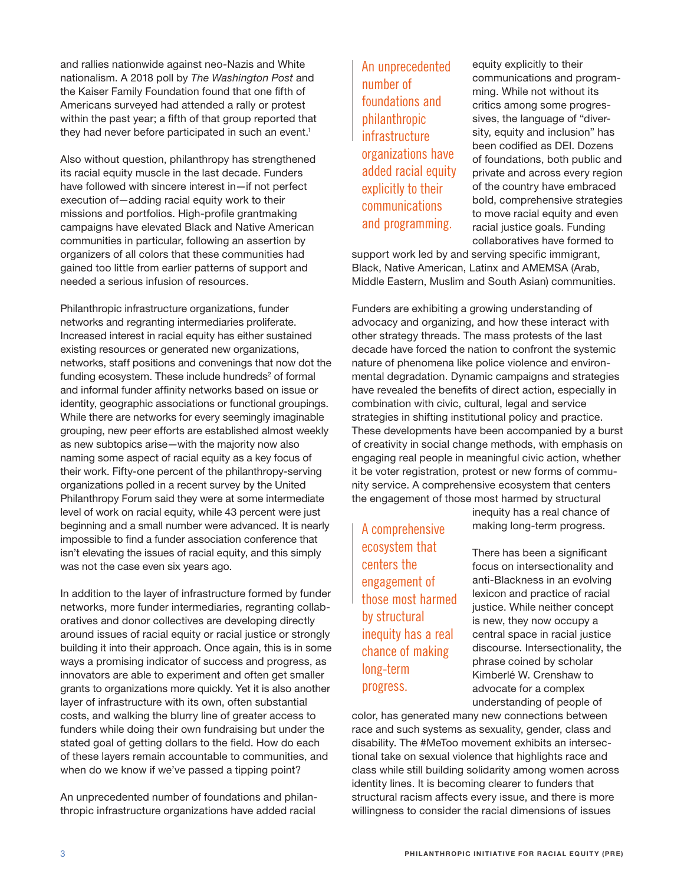and rallies nationwide against neo-Nazis and White nationalism. A 2018 poll by *The Washington Post* and the Kaiser Family Foundation found that one fifth of Americans surveyed had attended a rally or protest within the past year; a fifth of that group reported that they had never before participated in such an event.[1]

Also without question, philanthropy has strengthened its racial equity muscle in the last decade. Funders have followed with sincere interest in—if not perfect execution of—adding racial equity work to their missions and portfolios. High-profile grantmaking campaigns have elevated Black and Native American communities in particular, following an assertion by organizers of all colors that these communities had gained too little from earlier patterns of support and needed a serious infusion of resources.

Philanthropic infrastructure organizations, funder networks and regranting intermediaries proliferate. Increased interest in racial equity has either sustained existing resources or generated new organizations, networks, staff positions and convenings that now dot the funding ecosystem. These include hundreds[2] of formal and informal funder affinity networks based on issue or identity, geographic associations or functional groupings. While there are networks for every seemingly imaginable grouping, new peer efforts are established almost weekly as new subtopics arise—with the majority now also naming some aspect of racial equity as a key focus of their work. Fifty-one percent of the philanthropy-serving organizations polled in a recent survey by the United Philanthropy Forum said they were at some intermediate level of work on racial equity, while 43 percent were just beginning and a small number were advanced. It is nearly impossible to find a funder association conference that isn't elevating the issues of racial equity, and this simply was not the case even six years ago.

In addition to the layer of infrastructure formed by funder networks, more funder intermediaries, regranting collaboratives and donor collectives are developing directly around issues of racial equity or racial justice or strongly building it into their approach. Once again, this is in some ways a promising indicator of success and progress, as innovators are able to experiment and often get smaller grants to organizations more quickly. Yet it is also another layer of infrastructure with its own, often substantial costs, and walking the blurry line of greater access to funders while doing their own fundraising but under the stated goal of getting dollars to the field. How do each of these layers remain accountable to communities, and when do we know if we've passed a tipping point?

An unprecedented number of foundations and philanthropic infrastructure organizations have added racial equity explicitly to their communications and programming. While not without its critics among some progressives, the language of "diversity, equity and inclusion" has been codified as DEI. Dozens of foundations, both public and private and across every region of the country have embraced bold, comprehensive strategies to move racial equity and even racial justice goals. Funding collaboratives have formed to support work led by and serving specific immigrant, Black, Native American, Latinx and AMEMSA (Arab, Middle Eastern, Muslim and South Asian) communities.

> An unprecedented number of foundations and philanthropic infrastructure organizations have added racial equity explicitly to their communications and programming.

Funders are exhibiting a growing understanding of advocacy and organizing, and how these interact with other strategy threads. The mass protests of the last decade have forced the nation to confront the systemic nature of phenomena like police violence and environmental degradation. Dynamic campaigns and strategies have revealed the benefits of direct action, especially in combination with civic, cultural, legal and service strategies in shifting institutional policy and practice. These developments have been accompanied by a burst of creativity in social change methods, with emphasis on engaging real people in meaningful civic action, whether it be voter registration, protest or new forms of community service. A comprehensive ecosystem that centers the engagement of those most harmed by structural inequity has a real chance of making long-term progress.

> A comprehensive ecosystem that centers the engagement of those most harmed by structural inequity has a real chance of making long-term progress.

There has been a significant focus on intersectionality and anti-Blackness in an evolving lexicon and practice of racial justice. While neither concept is new, they now occupy a central space in racial justice discourse. Intersectionality, the phrase coined by scholar Kimberlé W. Crenshaw to advocate for a complex understanding of people of color, has generated many new connections between race and such systems as sexuality, gender, class and disability. The #MeToo movement exhibits an intersectional take on sexual violence that highlights race and class while still building solidarity among women across identity lines. It is becoming clearer to funders that structural racism affects every issue, and there is more willingness to consider the racial dimensions of issues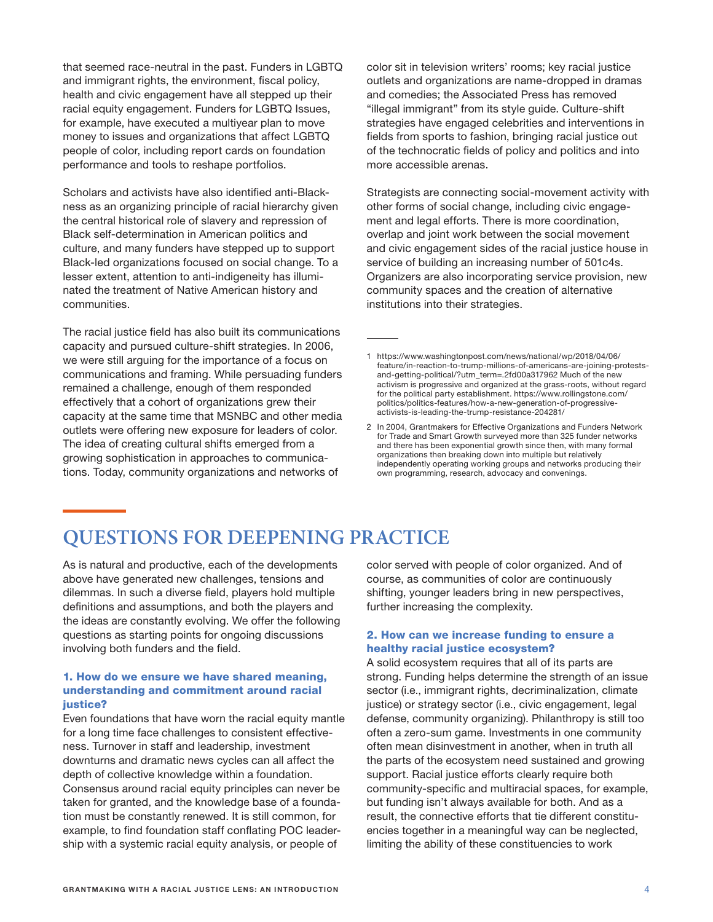that seemed race-neutral in the past. Funders in LGBTQ and immigrant rights, the environment, fiscal policy, health and civic engagement have all stepped up their racial equity engagement. Funders for LGBTQ Issues, for example, have executed a multiyear plan to move money to issues and organizations that affect LGBTQ people of color, including report cards on foundation performance and tools to reshape portfolios.

Scholars and activists have also identified anti-Blackness as an organizing principle of racial hierarchy given the central historical role of slavery and repression of Black self-determination in American politics and culture, and many funders have stepped up to support Black-led organizations focused on social change. To a lesser extent, attention to anti-indigeneity has illuminated the treatment of Native American history and communities.

The racial justice field has also built its communications capacity and pursued culture-shift strategies. In 2006, we were still arguing for the importance of a focus on communications and framing. While persuading funders remained a challenge, enough of them responded effectively that a cohort of organizations grew their capacity at the same time that MSNBC and other media outlets were offering new exposure for leaders of color. The idea of creating cultural shifts emerged from a growing sophistication in approaches to communications. Today, community organizations and networks of color sit in television writers' rooms; key racial justice outlets and organizations are name-dropped in dramas and comedies; the Associated Press has removed "illegal immigrant" from its style guide. Culture-shift strategies have engaged celebrities and interventions in fields from sports to fashion, bringing racial justice out of the technocratic fields of policy and politics and into more accessible arenas.

Strategists are connecting social-movement activity with other forms of social change, including civic engagement and legal efforts. There is more coordination, overlap and joint work between the social movement and civic engagement sides of the racial justice house in service of building an increasing number of 501c4s. Organizers are also incorporating service provision, new community spaces and the creation of alternative institutions into their strategies.

1 https://www.washingtonpost.com/news/national/wp/2018/04/06/feature/in-reaction-to-trump-millions-of-americans-are-joining-protests-and-getting-political/?utm_term=.2fd00a317962 Much of the new activism is progressive and organized at the grass-roots, without regard for the political party establishment. https://www.rollingstone.com/politics/politics-features/how-a-new-generation-of-progressive-activists-is-leading-the-trump-resistance-204281/

2 In 2004, Grantmakers for Effective Organizations and Funders Network for Trade and Smart Growth surveyed more than 325 funder networks and there has been exponential growth since then, with many formal organizations then breaking down into multiple but relatively independently operating working groups and networks producing their own programming, research, advocacy and convenings.

## QUESTIONS FOR DEEPENING PRACTICE

As is natural and productive, each of the developments above have generated new challenges, tensions and dilemmas. In such a diverse field, players hold multiple definitions and assumptions, and both the players and the ideas are constantly evolving. We offer the following questions as starting points for ongoing discussions involving both funders and the field.

### 1. How do we ensure we have shared meaning, understanding and commitment around racial justice?

Even foundations that have worn the racial equity mantle for a long time face challenges to consistent effectiveness. Turnover in staff and leadership, investment downturns and dramatic news cycles can all affect the depth of collective knowledge within a foundation. Consensus around racial equity principles can never be taken for granted, and the knowledge base of a foundation must be constantly renewed. It is still common, for example, to find foundation staff conflating POC leadership with a systemic racial equity analysis, or people of color served with people of color organized. And of course, as communities of color are continuously shifting, younger leaders bring in new perspectives, further increasing the complexity.

### 2. How can we increase funding to ensure a healthy racial justice ecosystem?

A solid ecosystem requires that all of its parts are strong. Funding helps determine the strength of an issue sector (i.e., immigrant rights, decriminalization, climate justice) or strategy sector (i.e., civic engagement, legal defense, community organizing). Philanthropy is still too often a zero-sum game. Investments in one community often mean disinvestment in another, when in truth all the parts of the ecosystem need sustained and growing support. Racial justice efforts clearly require both community-specific and multiracial spaces, for example, but funding isn't always available for both. And as a result, the connective efforts that tie different constituencies together in a meaningful way can be neglected, limiting the ability of these constituencies to work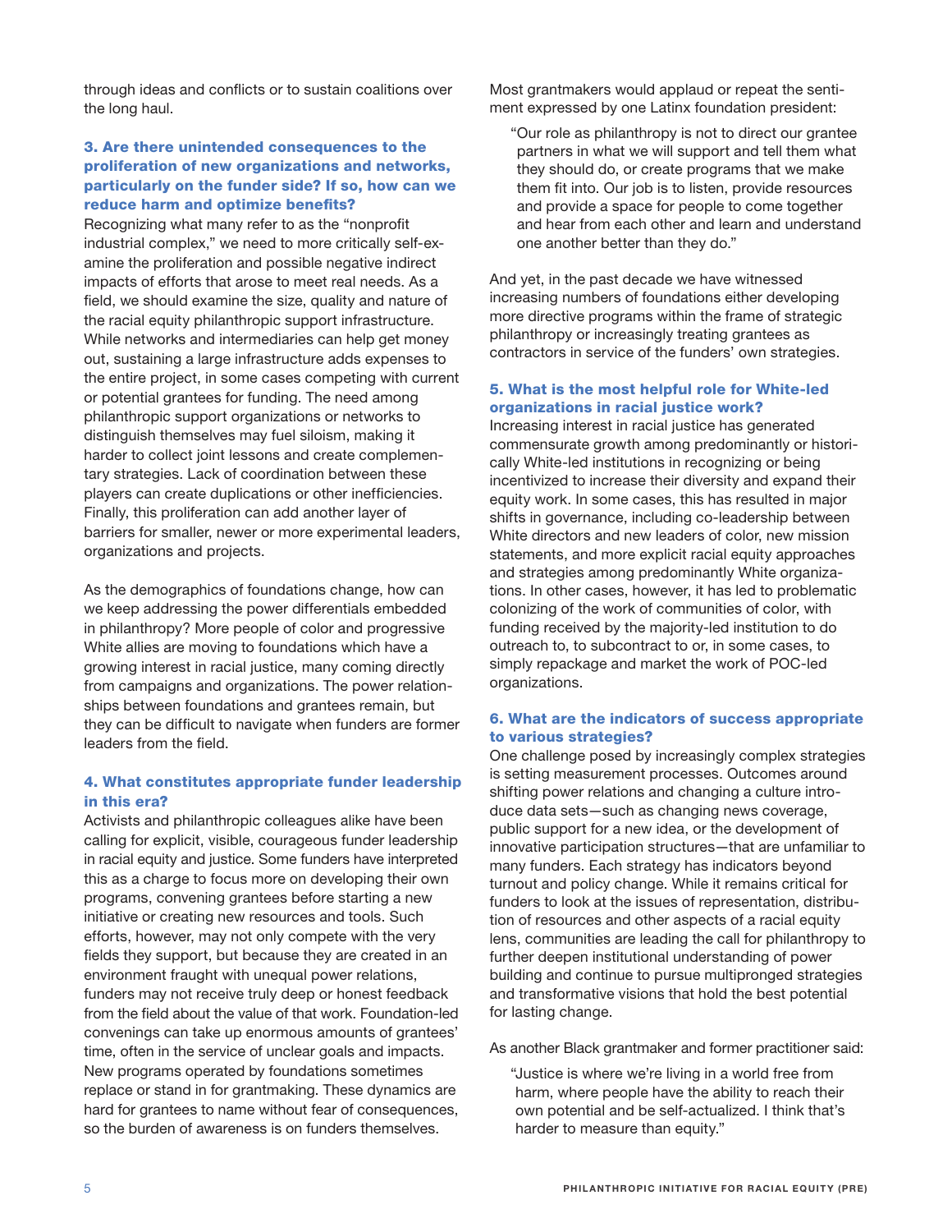through ideas and conflicts or to sustain coalitions over the long haul.

### 3. Are there unintended consequences to the proliferation of new organizations and networks, particularly on the funder side? If so, how can we reduce harm and optimize benefits?

Recognizing what many refer to as the "nonprofit industrial complex," we need to more critically self-examine the proliferation and possible negative indirect impacts of efforts that arose to meet real needs. As a field, we should examine the size, quality and nature of the racial equity philanthropic support infrastructure. While networks and intermediaries can help get money out, sustaining a large infrastructure adds expenses to the entire project, in some cases competing with current or potential grantees for funding. The need among philanthropic support organizations or networks to distinguish themselves may fuel siloism, making it harder to collect joint lessons and create complementary strategies. Lack of coordination between these players can create duplications or other inefficiencies. Finally, this proliferation can add another layer of barriers for smaller, newer or more experimental leaders, organizations and projects.

As the demographics of foundations change, how can we keep addressing the power differentials embedded in philanthropy? More people of color and progressive White allies are moving to foundations which have a growing interest in racial justice, many coming directly from campaigns and organizations. The power relationships between foundations and grantees remain, but they can be difficult to navigate when funders are former leaders from the field.

### 4. What constitutes appropriate funder leadership in this era?

Activists and philanthropic colleagues alike have been calling for explicit, visible, courageous funder leadership in racial equity and justice. Some funders have interpreted this as a charge to focus more on developing their own programs, convening grantees before starting a new initiative or creating new resources and tools. Such efforts, however, may not only compete with the very fields they support, but because they are created in an environment fraught with unequal power relations, funders may not receive truly deep or honest feedback from the field about the value of that work. Foundation-led convenings can take up enormous amounts of grantees' time, often in the service of unclear goals and impacts. New programs operated by foundations sometimes replace or stand in for grantmaking. These dynamics are hard for grantees to name without fear of consequences, so the burden of awareness is on funders themselves.

Most grantmakers would applaud or repeat the sentiment expressed by one Latinx foundation president:

> "Our role as philanthropy is not to direct our grantee partners in what we will support and tell them what they should do, or create programs that we make them fit into. Our job is to listen, provide resources and provide a space for people to come together and hear from each other and learn and understand one another better than they do."

And yet, in the past decade we have witnessed increasing numbers of foundations either developing more directive programs within the frame of strategic philanthropy or increasingly treating grantees as contractors in service of the funders' own strategies.

### 5. What is the most helpful role for White-led organizations in racial justice work?

Increasing interest in racial justice has generated commensurate growth among predominantly or historically White-led institutions in recognizing or being incentivized to increase their diversity and expand their equity work. In some cases, this has resulted in major shifts in governance, including co-leadership between White directors and new leaders of color, new mission statements, and more explicit racial equity approaches and strategies among predominantly White organizations. In other cases, however, it has led to problematic colonizing of the work of communities of color, with funding received by the majority-led institution to do outreach to, to subcontract to or, in some cases, to simply repackage and market the work of POC-led organizations.

### 6. What are the indicators of success appropriate to various strategies?

One challenge posed by increasingly complex strategies is setting measurement processes. Outcomes around shifting power relations and changing a culture introduce data sets—such as changing news coverage, public support for a new idea, or the development of innovative participation structures—that are unfamiliar to many funders. Each strategy has indicators beyond turnout and policy change. While it remains critical for funders to look at the issues of representation, distribution of resources and other aspects of a racial equity lens, communities are leading the call for philanthropy to further deepen institutional understanding of power building and continue to pursue multipronged strategies and transformative visions that hold the best potential for lasting change.

As another Black grantmaker and former practitioner said:

> "Justice is where we're living in a world free from harm, where people have the ability to reach their own potential and be self-actualized. I think that's harder to measure than equity."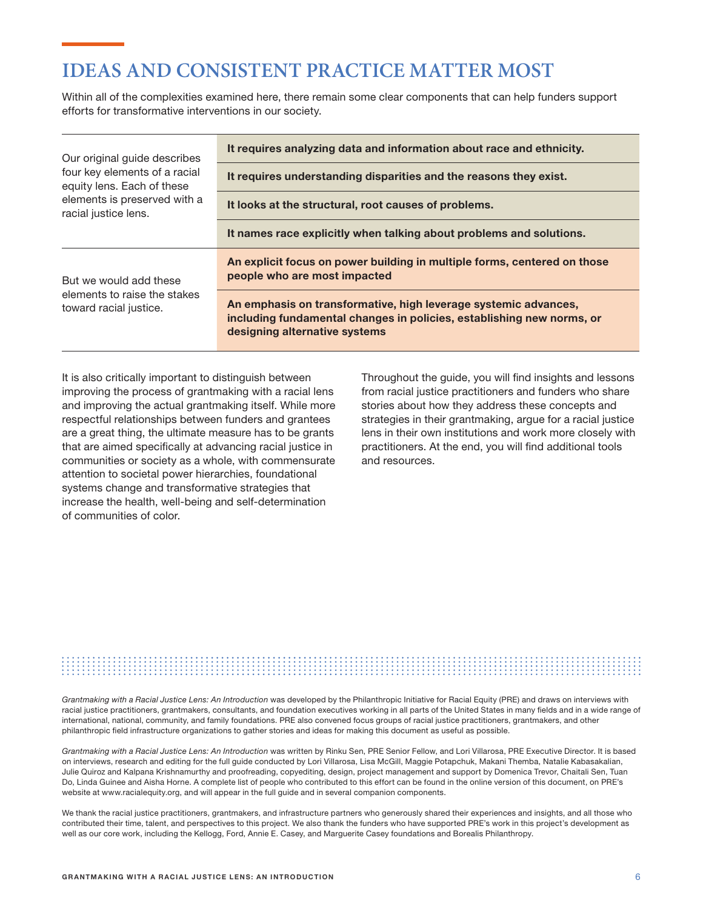# IDEAS AND CONSISTENT PRACTICE MATTER MOST

Within all of the complexities examined here, there remain some clear components that can help funders support efforts for transformative interventions in our society.

| | |
|---|---|
| Our original guide describes four key elements of a racial equity lens. Each of these elements is preserved with a racial justice lens. | **It requires analyzing data and information about race and ethnicity.** |
| | **It requires understanding disparities and the reasons they exist.** |
| | **It looks at the structural, root causes of problems.** |
| | **It names race explicitly when talking about problems and solutions.** |
| But we would add these elements to raise the stakes toward racial justice. | **An explicit focus on power building in multiple forms, centered on those people who are most impacted** |
| | **An emphasis on transformative, high leverage systemic advances, including fundamental changes in policies, establishing new norms, or designing alternative systems** |

It is also critically important to distinguish between improving the process of grantmaking with a racial lens and improving the actual grantmaking itself. While more respectful relationships between funders and grantees are a great thing, the ultimate measure has to be grants that are aimed specifically at advancing racial justice in communities or society as a whole, with commensurate attention to societal power hierarchies, foundational systems change and transformative strategies that increase the health, well-being and self-determination of communities of color.

Throughout the guide, you will find insights and lessons from racial justice practitioners and funders who share stories about how they address these concepts and strategies in their grantmaking, argue for a racial justice lens in their own institutions and work more closely with practitioners. At the end, you will find additional tools and resources.

*Grantmaking with a Racial Justice Lens: An Introduction* was developed by the Philanthropic Initiative for Racial Equity (PRE) and draws on interviews with racial justice practitioners, grantmakers, consultants, and foundation executives working in all parts of the United States in many fields and in a wide range of international, national, community, and family foundations. PRE also convened focus groups of racial justice practitioners, grantmakers, and other philanthropic field infrastructure organizations to gather stories and ideas for making this document as useful as possible.

*Grantmaking with a Racial Justice Lens: An Introduction* was written by Rinku Sen, PRE Senior Fellow, and Lori Villarosa, PRE Executive Director. It is based on interviews, research and editing for the full guide conducted by Lori Villarosa, Lisa McGill, Maggie Potapchuk, Makani Themba, Natalie Kabasakalian, Julie Quiroz and Kalpana Krishnamurthy and proofreading, copyediting, design, project management and support by Domenica Trevor, Chaitali Sen, Tuan Do, Linda Guinee and Aisha Horne. A complete list of people who contributed to this effort can be found in the online version of this document, on PRE's website at www.racialequity.org, and will appear in the full guide and in several companion components.

We thank the racial justice practitioners, grantmakers, and infrastructure partners who generously shared their experiences and insights, and all those who contributed their time, talent, and perspectives to this project. We also thank the funders who have supported PRE's work in this project's development as well as our core work, including the Kellogg, Ford, Annie E. Casey, and Marguerite Casey foundations and Borealis Philanthropy.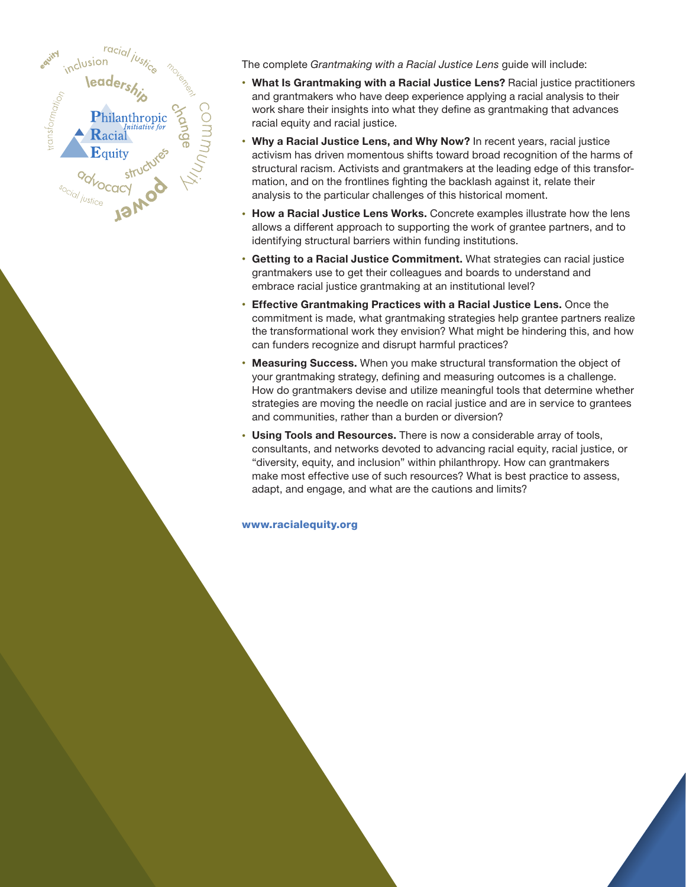The complete *Grantmaking with a Racial Justice Lens* guide will include:

- **What Is Grantmaking with a Racial Justice Lens?** Racial justice practitioners and grantmakers who have deep experience applying a racial analysis to their work share their insights into what they define as grantmaking that advances racial equity and racial justice.
- **Why a Racial Justice Lens, and Why Now?** In recent years, racial justice activism has driven momentous shifts toward broad recognition of the harms of structural racism. Activists and grantmakers at the leading edge of this transformation, and on the frontlines fighting the backlash against it, relate their analysis to the particular challenges of this historical moment.
- **How a Racial Justice Lens Works.** Concrete examples illustrate how the lens allows a different approach to supporting the work of grantee partners, and to identifying structural barriers within funding institutions.
- **Getting to a Racial Justice Commitment.** What strategies can racial justice grantmakers use to get their colleagues and boards to understand and embrace racial justice grantmaking at an institutional level?
- **Effective Grantmaking Practices with a Racial Justice Lens.** Once the commitment is made, what grantmaking strategies help grantee partners realize the transformational work they envision? What might be hindering this, and how can funders recognize and disrupt harmful practices?
- **Measuring Success.** When you make structural transformation the object of your grantmaking strategy, defining and measuring outcomes is a challenge. How do grantmakers devise and utilize meaningful tools that determine whether strategies are moving the needle on racial justice and are in service to grantees and communities, rather than a burden or diversion?
- **Using Tools and Resources.** There is now a considerable array of tools, consultants, and networks devoted to advancing racial equity, racial justice, or "diversity, equity, and inclusion" within philanthropy. How can grantmakers make most effective use of such resources? What is best practice to assess, adapt, and engage, and what are the cautions and limits?

**www.racialequity.org**